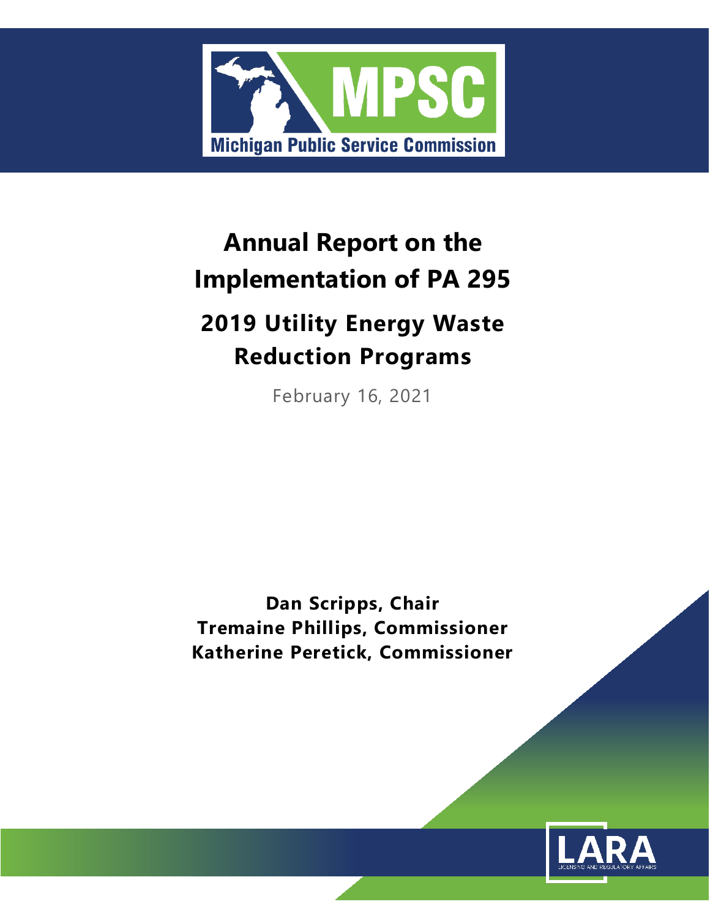MPSC

Michigan Public Service Commission

# Annual Report on the Implementation of PA 295

## 2019 Utility Energy Waste Reduction Programs

February 16, 2021

**Dan Scripps, Chair**
**Tremaine Phillips, Commissioner**
**Katherine Peretick, Commissioner**

LARA

LICENSING AND REGULATORY AFFAIRS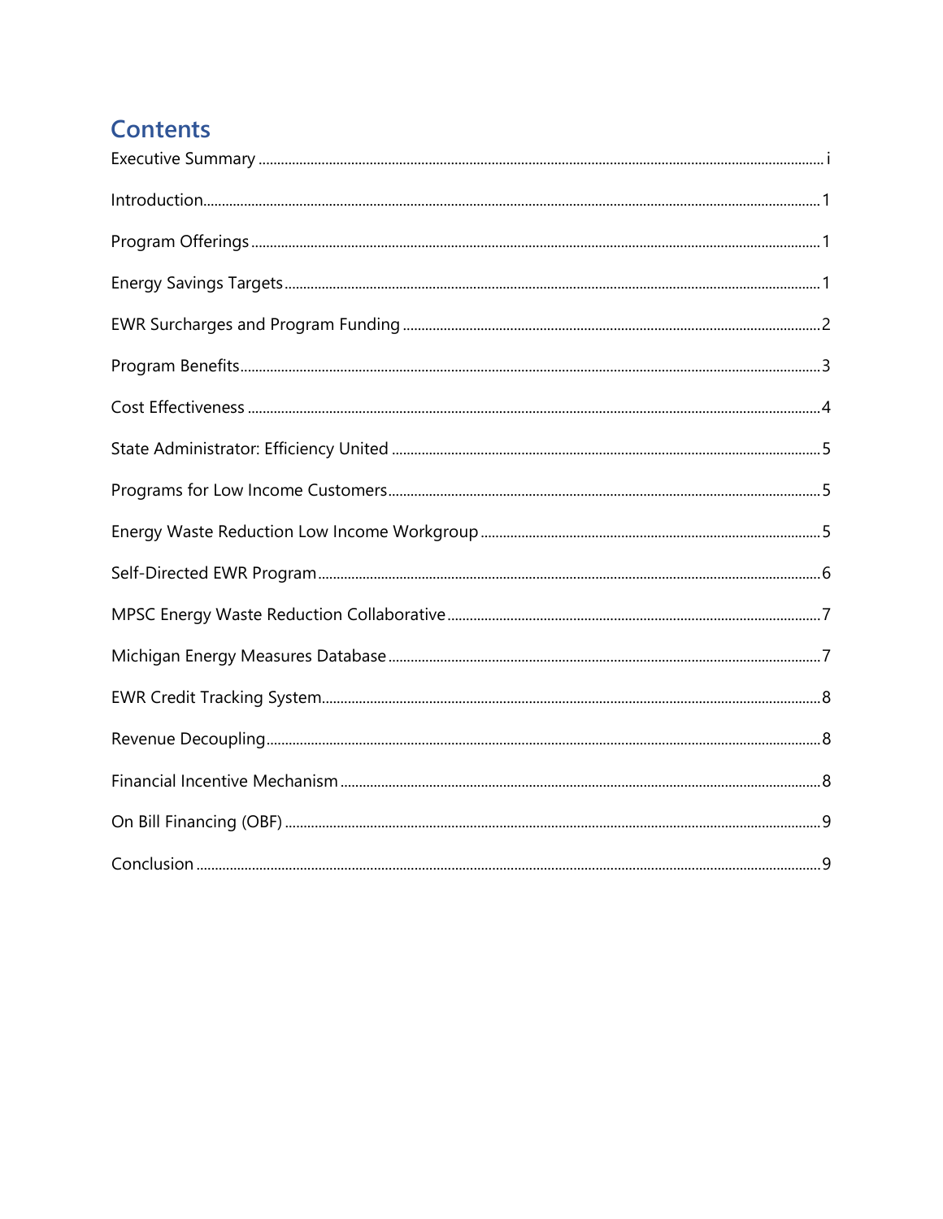# Contents

Executive Summary ..... i

Introduction ..... 1

Program Offerings ..... 1

Energy Savings Targets ..... 1

EWR Surcharges and Program Funding ..... 2

Program Benefits ..... 3

Cost Effectiveness ..... 4

State Administrator: Efficiency United ..... 5

Programs for Low Income Customers ..... 5

Energy Waste Reduction Low Income Workgroup ..... 5

Self-Directed EWR Program ..... 6

MPSC Energy Waste Reduction Collaborative ..... 7

Michigan Energy Measures Database ..... 7

EWR Credit Tracking System ..... 8

Revenue Decoupling ..... 8

Financial Incentive Mechanism ..... 8

On Bill Financing (OBF) ..... 9

Conclusion ..... 9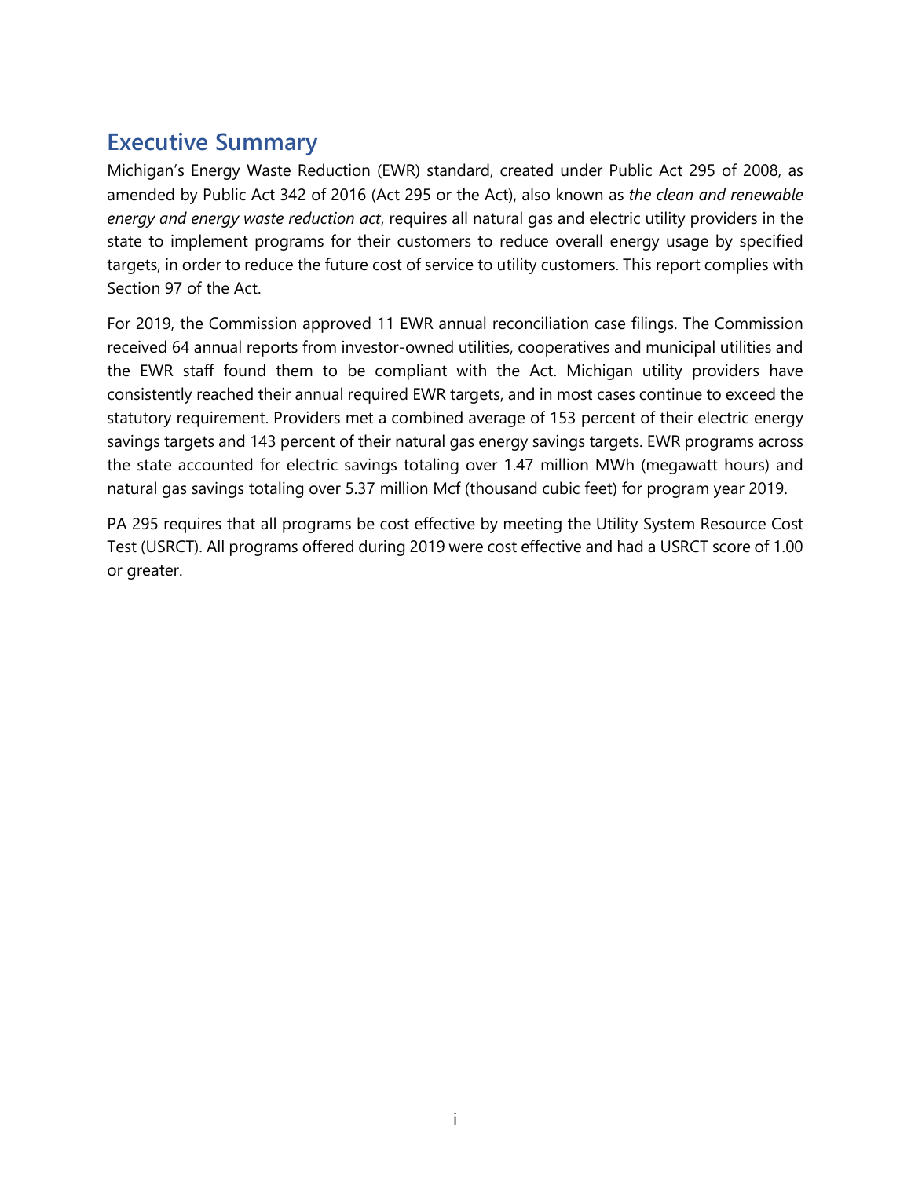## Executive Summary

Michigan's Energy Waste Reduction (EWR) standard, created under Public Act 295 of 2008, as amended by Public Act 342 of 2016 (Act 295 or the Act), also known as *the clean and renewable energy and energy waste reduction act*, requires all natural gas and electric utility providers in the state to implement programs for their customers to reduce overall energy usage by specified targets, in order to reduce the future cost of service to utility customers. This report complies with Section 97 of the Act.

For 2019, the Commission approved 11 EWR annual reconciliation case filings. The Commission received 64 annual reports from investor-owned utilities, cooperatives and municipal utilities and the EWR staff found them to be compliant with the Act. Michigan utility providers have consistently reached their annual required EWR targets, and in most cases continue to exceed the statutory requirement. Providers met a combined average of 153 percent of their electric energy savings targets and 143 percent of their natural gas energy savings targets. EWR programs across the state accounted for electric savings totaling over 1.47 million MWh (megawatt hours) and natural gas savings totaling over 5.37 million Mcf (thousand cubic feet) for program year 2019.

PA 295 requires that all programs be cost effective by meeting the Utility System Resource Cost Test (USRCT). All programs offered during 2019 were cost effective and had a USRCT score of 1.00 or greater.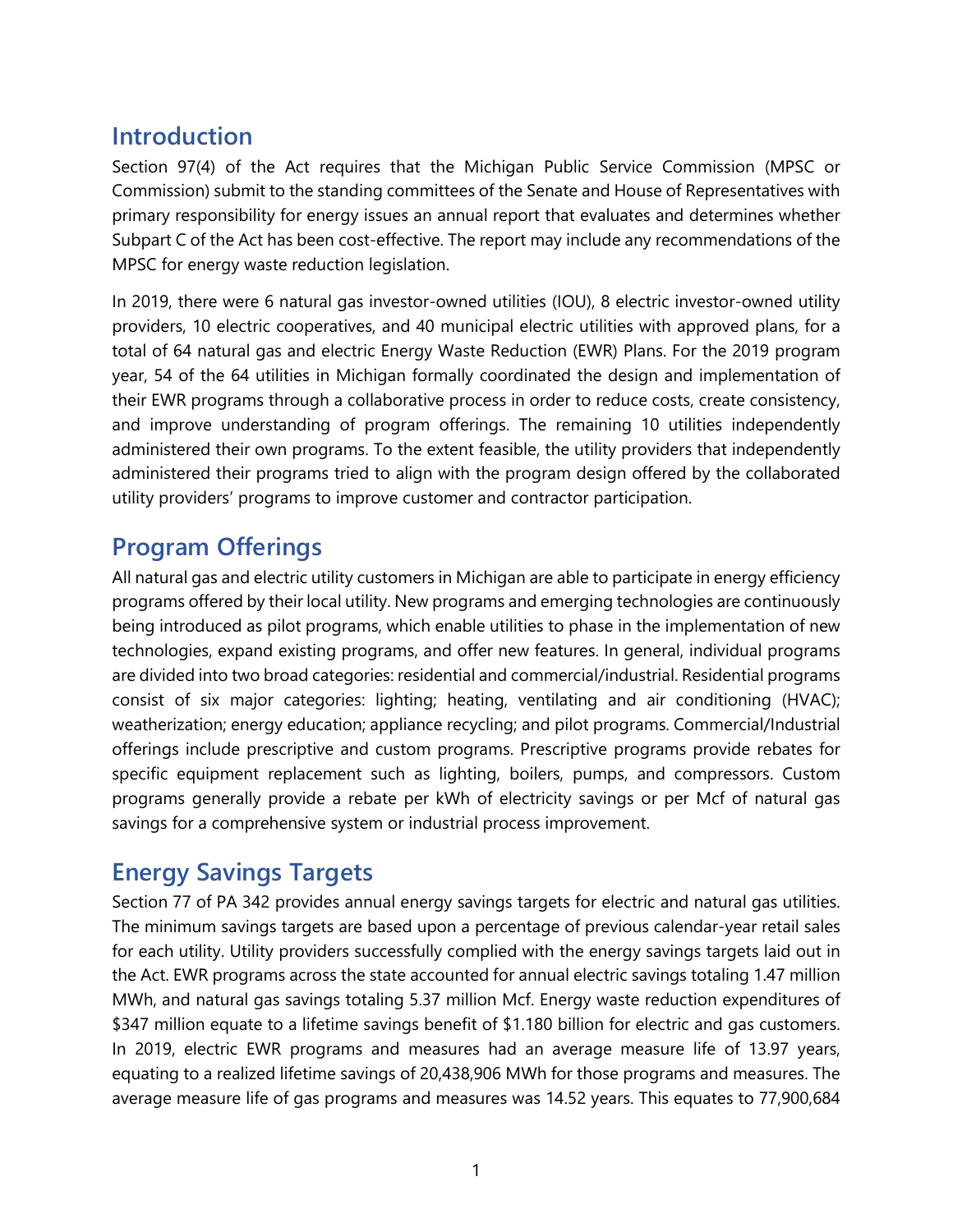## Introduction

Section 97(4) of the Act requires that the Michigan Public Service Commission (MPSC or Commission) submit to the standing committees of the Senate and House of Representatives with primary responsibility for energy issues an annual report that evaluates and determines whether Subpart C of the Act has been cost-effective. The report may include any recommendations of the MPSC for energy waste reduction legislation.

In 2019, there were 6 natural gas investor-owned utilities (IOU), 8 electric investor-owned utility providers, 10 electric cooperatives, and 40 municipal electric utilities with approved plans, for a total of 64 natural gas and electric Energy Waste Reduction (EWR) Plans. For the 2019 program year, 54 of the 64 utilities in Michigan formally coordinated the design and implementation of their EWR programs through a collaborative process in order to reduce costs, create consistency, and improve understanding of program offerings. The remaining 10 utilities independently administered their own programs. To the extent feasible, the utility providers that independently administered their programs tried to align with the program design offered by the collaborated utility providers' programs to improve customer and contractor participation.

## Program Offerings

All natural gas and electric utility customers in Michigan are able to participate in energy efficiency programs offered by their local utility. New programs and emerging technologies are continuously being introduced as pilot programs, which enable utilities to phase in the implementation of new technologies, expand existing programs, and offer new features. In general, individual programs are divided into two broad categories: residential and commercial/industrial. Residential programs consist of six major categories: lighting; heating, ventilating and air conditioning (HVAC); weatherization; energy education; appliance recycling; and pilot programs. Commercial/Industrial offerings include prescriptive and custom programs. Prescriptive programs provide rebates for specific equipment replacement such as lighting, boilers, pumps, and compressors. Custom programs generally provide a rebate per kWh of electricity savings or per Mcf of natural gas savings for a comprehensive system or industrial process improvement.

## Energy Savings Targets

Section 77 of PA 342 provides annual energy savings targets for electric and natural gas utilities. The minimum savings targets are based upon a percentage of previous calendar-year retail sales for each utility. Utility providers successfully complied with the energy savings targets laid out in the Act. EWR programs across the state accounted for annual electric savings totaling 1.47 million MWh, and natural gas savings totaling 5.37 million Mcf. Energy waste reduction expenditures of $347 million equate to a lifetime savings benefit of $1.180 billion for electric and gas customers. In 2019, electric EWR programs and measures had an average measure life of 13.97 years, equating to a realized lifetime savings of 20,438,906 MWh for those programs and measures. The average measure life of gas programs and measures was 14.52 years. This equates to 77,900,684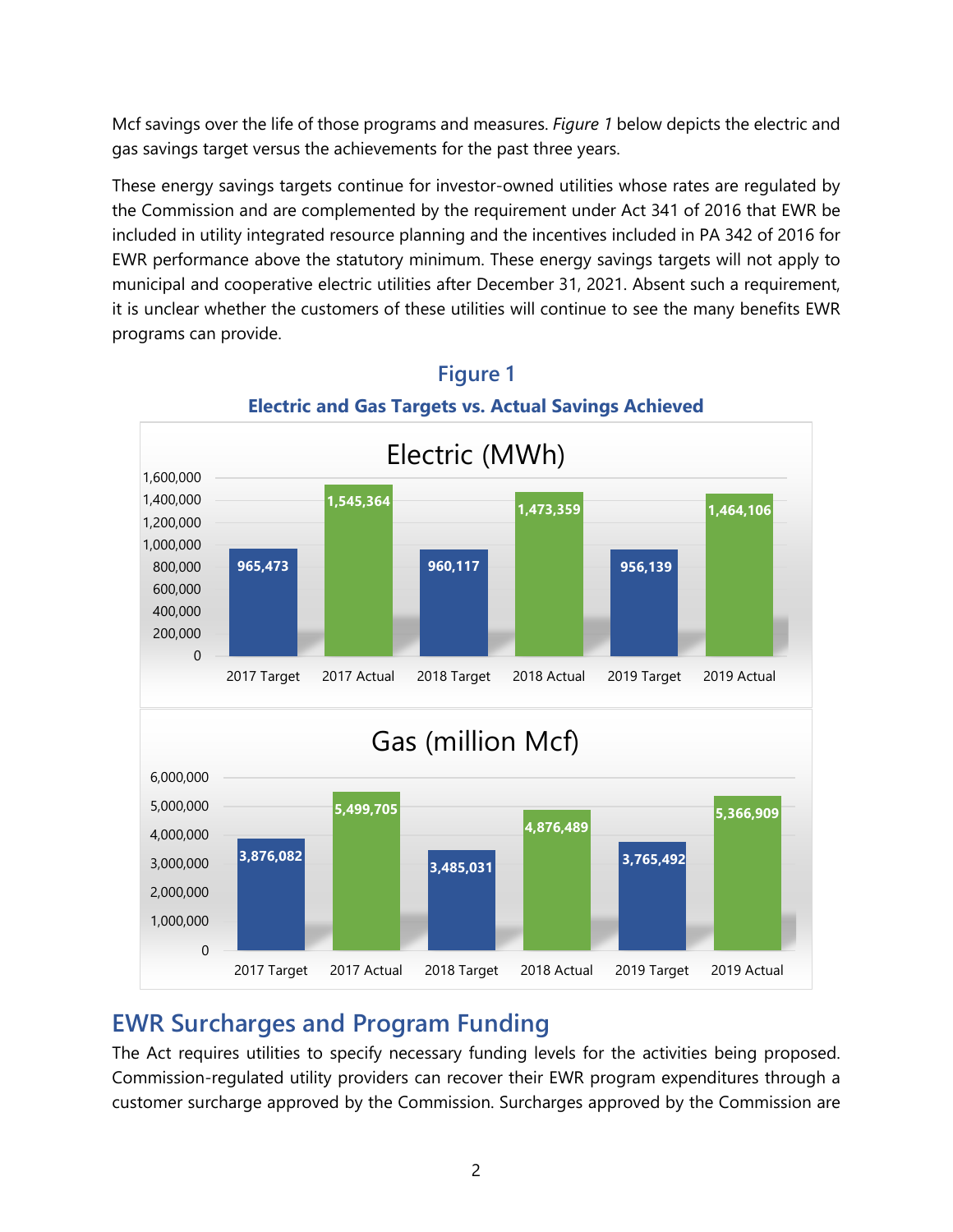Mcf savings over the life of those programs and measures. *Figure 1* below depicts the electric and gas savings target versus the achievements for the past three years.

These energy savings targets continue for investor-owned utilities whose rates are regulated by the Commission and are complemented by the requirement under Act 341 of 2016 that EWR be included in utility integrated resource planning and the incentives included in PA 342 of 2016 for EWR performance above the statutory minimum. These energy savings targets will not apply to municipal and cooperative electric utilities after December 31, 2021. Absent such a requirement, it is unclear whether the customers of these utilities will continue to see the many benefits EWR programs can provide.

**Figure 1**

**Electric and Gas Targets vs. Actual Savings Achieved**

Electric (MWh)

| | 2017 Target | 2017 Actual | 2018 Target | 2018 Actual | 2019 Target | 2019 Actual |
|---|---|---|---|---|---|---|
| Electric (MWh) | 965,473 | 1,545,364 | 960,117 | 1,473,359 | 956,139 | 1,464,106 |

Gas (million Mcf)

| | 2017 Target | 2017 Actual | 2018 Target | 2018 Actual | 2019 Target | 2019 Actual |
|---|---|---|---|---|---|---|
| Gas (million Mcf) | 3,876,082 | 5,499,705 | 3,485,031 | 4,876,489 | 3,765,492 | 5,366,909 |

## EWR Surcharges and Program Funding

The Act requires utilities to specify necessary funding levels for the activities being proposed. Commission-regulated utility providers can recover their EWR program expenditures through a customer surcharge approved by the Commission. Surcharges approved by the Commission are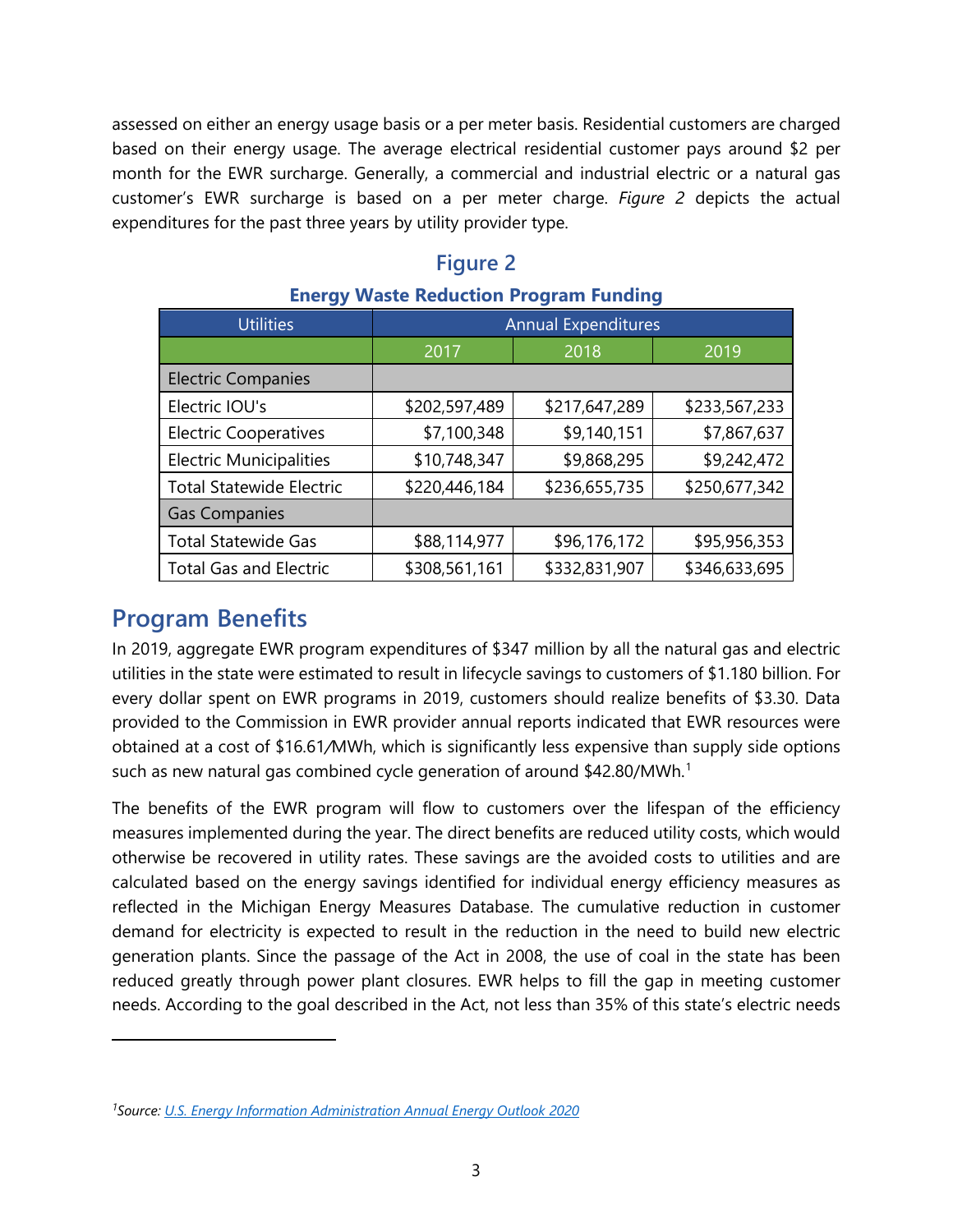assessed on either an energy usage basis or a per meter basis. Residential customers are charged based on their energy usage. The average electrical residential customer pays around $2 per month for the EWR surcharge. Generally, a commercial and industrial electric or a natural gas customer's EWR surcharge is based on a per meter charge. *Figure 2* depicts the actual expenditures for the past three years by utility provider type.

## Figure 2

**Energy Waste Reduction Program Funding**

| Utilities | Annual Expenditures | | |
|---|---|---|---|
| | 2017 | 2018 | 2019 |
| Electric Companies | | | |
| Electric IOU's | $202,597,489 | $217,647,289 | $233,567,233 |
| Electric Cooperatives | $7,100,348 | $9,140,151 | $7,867,637 |
| Electric Municipalities | $10,748,347 | $9,868,295 | $9,242,472 |
| Total Statewide Electric | $220,446,184 | $236,655,735 | $250,677,342 |
| Gas Companies | | | |
| Total Statewide Gas | $88,114,977 | $96,176,172 | $95,956,353 |
| Total Gas and Electric | $308,561,161 | $332,831,907 | $346,633,695 |

## Program Benefits

In 2019, aggregate EWR program expenditures of $347 million by all the natural gas and electric utilities in the state were estimated to result in lifecycle savings to customers of $1.180 billion. For every dollar spent on EWR programs in 2019, customers should realize benefits of $3.30. Data provided to the Commission in EWR provider annual reports indicated that EWR resources were obtained at a cost of $16.61/MWh, which is significantly less expensive than supply side options such as new natural gas combined cycle generation of around $42.80/MWh.[1]

The benefits of the EWR program will flow to customers over the lifespan of the efficiency measures implemented during the year. The direct benefits are reduced utility costs, which would otherwise be recovered in utility rates. These savings are the avoided costs to utilities and are calculated based on the energy savings identified for individual energy efficiency measures as reflected in the Michigan Energy Measures Database. The cumulative reduction in customer demand for electricity is expected to result in the reduction in the need to build new electric generation plants. Since the passage of the Act in 2008, the use of coal in the state has been reduced greatly through power plant closures. EWR helps to fill the gap in meeting customer needs. According to the goal described in the Act, not less than 35% of this state's electric needs

---

[1]*Source: U.S. Energy Information Administration Annual Energy Outlook 2020*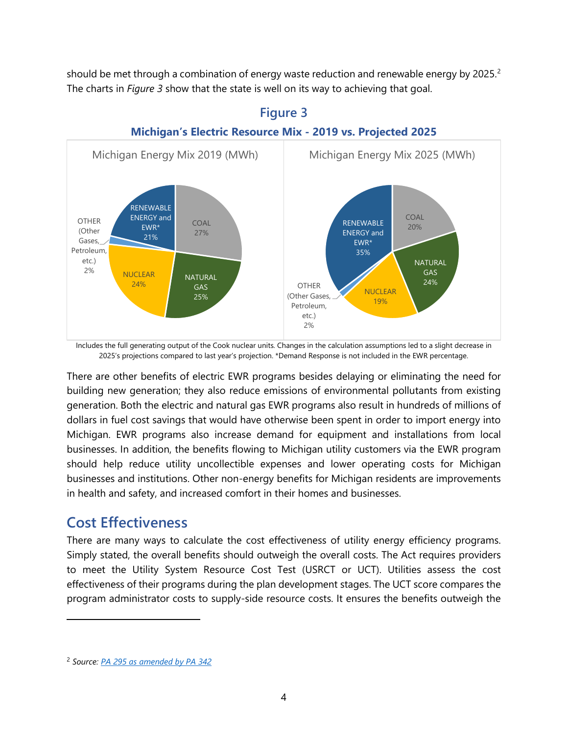should be met through a combination of energy waste reduction and renewable energy by 2025.[2] The charts in *Figure 3* show that the state is well on its way to achieving that goal.

**Figure 3**

**Michigan's Electric Resource Mix - 2019 vs. Projected 2025**

Michigan Energy Mix 2019 (MWh)

| Resource | Share |
|---|---|
| COAL | 27% |
| NATURAL GAS | 25% |
| NUCLEAR | 24% |
| OTHER (Other Gases, Petroleum, etc.) | 2% |
| RENEWABLE ENERGY and EWR* | 21% |

Michigan Energy Mix 2025 (MWh)

| Resource | Share |
|---|---|
| COAL | 20% |
| NATURAL GAS | 24% |
| NUCLEAR | 19% |
| OTHER (Other Gases, Petroleum, etc.) | 2% |
| RENEWABLE ENERGY and EWR* | 35% |

Includes the full generating output of the Cook nuclear units. Changes in the calculation assumptions led to a slight decrease in 2025's projections compared to last year's projection. *Demand Response is not included in the EWR percentage.

There are other benefits of electric EWR programs besides delaying or eliminating the need for building new generation; they also reduce emissions of environmental pollutants from existing generation. Both the electric and natural gas EWR programs also result in hundreds of millions of dollars in fuel cost savings that would have otherwise been spent in order to import energy into Michigan. EWR programs also increase demand for equipment and installations from local businesses. In addition, the benefits flowing to Michigan utility customers via the EWR program should help reduce utility uncollectible expenses and lower operating costs for Michigan businesses and institutions. Other non-energy benefits for Michigan residents are improvements in health and safety, and increased comfort in their homes and businesses.

## Cost Effectiveness

There are many ways to calculate the cost effectiveness of utility energy efficiency programs. Simply stated, the overall benefits should outweigh the overall costs. The Act requires providers to meet the Utility System Resource Cost Test (USRCT or UCT). Utilities assess the cost effectiveness of their programs during the plan development stages. The UCT score compares the program administrator costs to supply-side resource costs. It ensures the benefits outweigh the

---

[2] *Source: PA 295 as amended by PA 342*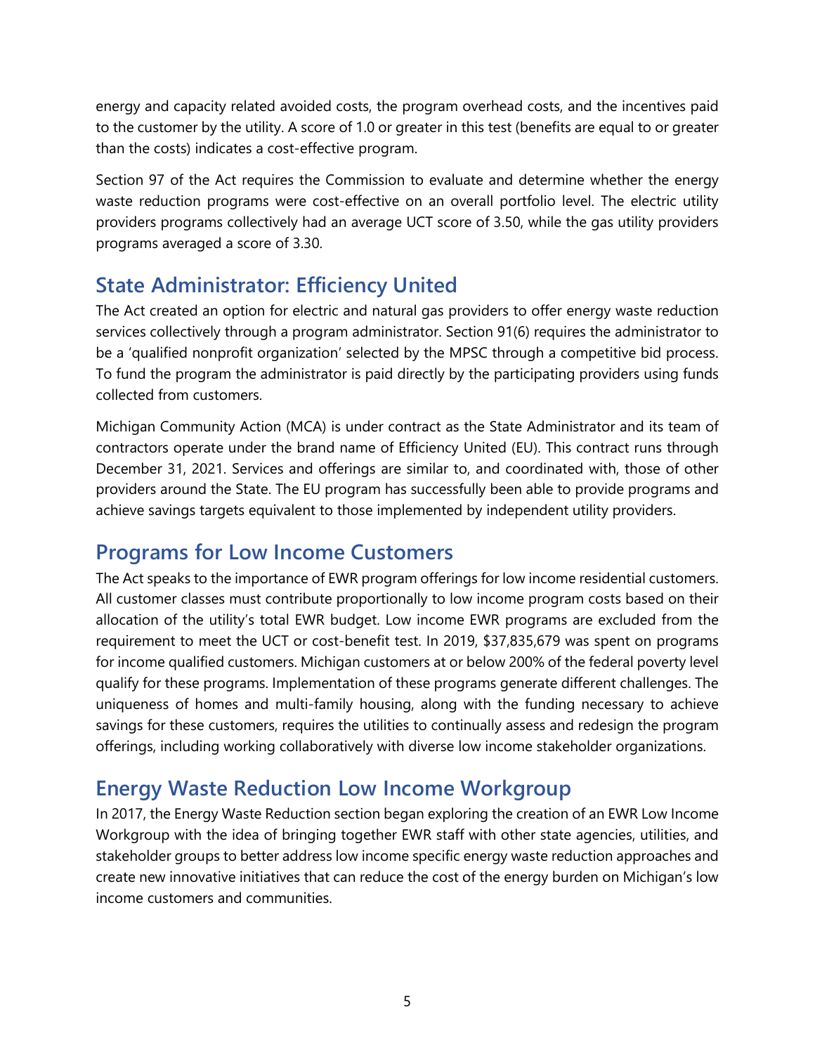energy and capacity related avoided costs, the program overhead costs, and the incentives paid to the customer by the utility. A score of 1.0 or greater in this test (benefits are equal to or greater than the costs) indicates a cost-effective program.

Section 97 of the Act requires the Commission to evaluate and determine whether the energy waste reduction programs were cost-effective on an overall portfolio level. The electric utility providers programs collectively had an average UCT score of 3.50, while the gas utility providers programs averaged a score of 3.30.

## State Administrator: Efficiency United

The Act created an option for electric and natural gas providers to offer energy waste reduction services collectively through a program administrator. Section 91(6) requires the administrator to be a 'qualified nonprofit organization' selected by the MPSC through a competitive bid process. To fund the program the administrator is paid directly by the participating providers using funds collected from customers.

Michigan Community Action (MCA) is under contract as the State Administrator and its team of contractors operate under the brand name of Efficiency United (EU). This contract runs through December 31, 2021. Services and offerings are similar to, and coordinated with, those of other providers around the State. The EU program has successfully been able to provide programs and achieve savings targets equivalent to those implemented by independent utility providers.

## Programs for Low Income Customers

The Act speaks to the importance of EWR program offerings for low income residential customers. All customer classes must contribute proportionally to low income program costs based on their allocation of the utility's total EWR budget. Low income EWR programs are excluded from the requirement to meet the UCT or cost-benefit test. In 2019, $37,835,679 was spent on programs for income qualified customers. Michigan customers at or below 200% of the federal poverty level qualify for these programs. Implementation of these programs generate different challenges. The uniqueness of homes and multi-family housing, along with the funding necessary to achieve savings for these customers, requires the utilities to continually assess and redesign the program offerings, including working collaboratively with diverse low income stakeholder organizations.

## Energy Waste Reduction Low Income Workgroup

In 2017, the Energy Waste Reduction section began exploring the creation of an EWR Low Income Workgroup with the idea of bringing together EWR staff with other state agencies, utilities, and stakeholder groups to better address low income specific energy waste reduction approaches and create new innovative initiatives that can reduce the cost of the energy burden on Michigan's low income customers and communities.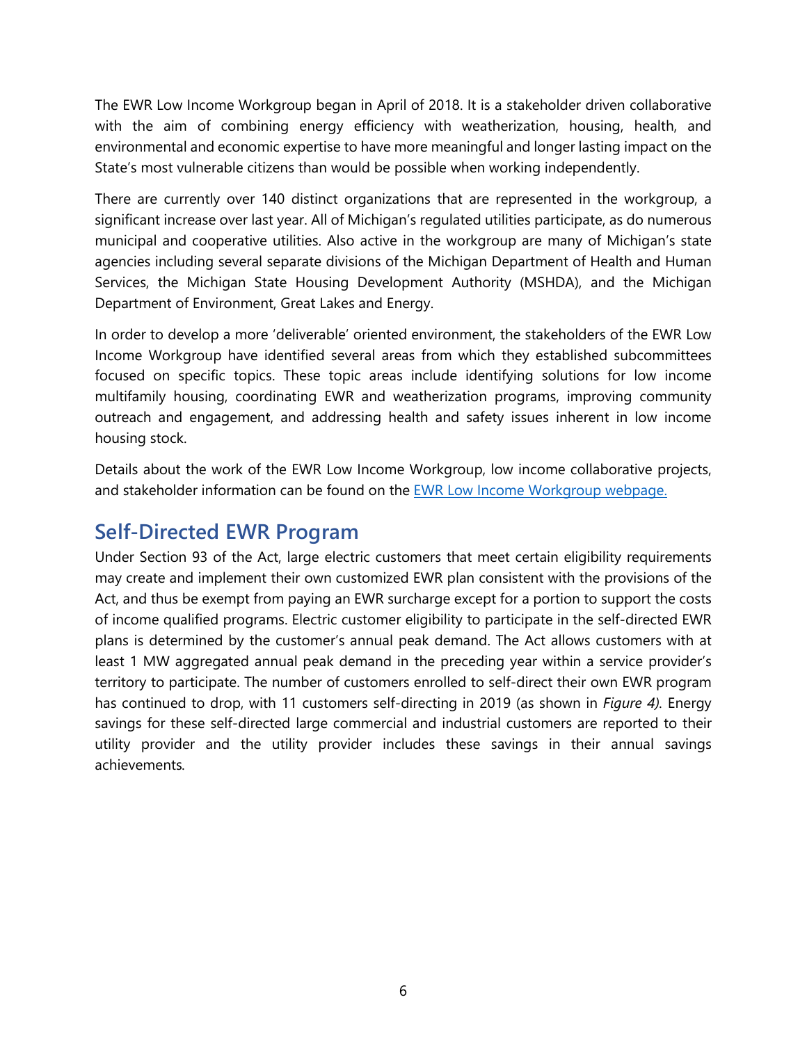The EWR Low Income Workgroup began in April of 2018. It is a stakeholder driven collaborative with the aim of combining energy efficiency with weatherization, housing, health, and environmental and economic expertise to have more meaningful and longer lasting impact on the State's most vulnerable citizens than would be possible when working independently.

There are currently over 140 distinct organizations that are represented in the workgroup, a significant increase over last year. All of Michigan's regulated utilities participate, as do numerous municipal and cooperative utilities. Also active in the workgroup are many of Michigan's state agencies including several separate divisions of the Michigan Department of Health and Human Services, the Michigan State Housing Development Authority (MSHDA), and the Michigan Department of Environment, Great Lakes and Energy.

In order to develop a more 'deliverable' oriented environment, the stakeholders of the EWR Low Income Workgroup have identified several areas from which they established subcommittees focused on specific topics. These topic areas include identifying solutions for low income multifamily housing, coordinating EWR and weatherization programs, improving community outreach and engagement, and addressing health and safety issues inherent in low income housing stock.

Details about the work of the EWR Low Income Workgroup, low income collaborative projects, and stakeholder information can be found on the [EWR Low Income Workgroup webpage.]()

## Self-Directed EWR Program

Under Section 93 of the Act, large electric customers that meet certain eligibility requirements may create and implement their own customized EWR plan consistent with the provisions of the Act, and thus be exempt from paying an EWR surcharge except for a portion to support the costs of income qualified programs. Electric customer eligibility to participate in the self-directed EWR plans is determined by the customer's annual peak demand. The Act allows customers with at least 1 MW aggregated annual peak demand in the preceding year within a service provider's territory to participate. The number of customers enrolled to self-direct their own EWR program has continued to drop, with 11 customers self-directing in 2019 (as shown in *Figure 4).* Energy savings for these self-directed large commercial and industrial customers are reported to their utility provider and the utility provider includes these savings in their annual savings achievements*.*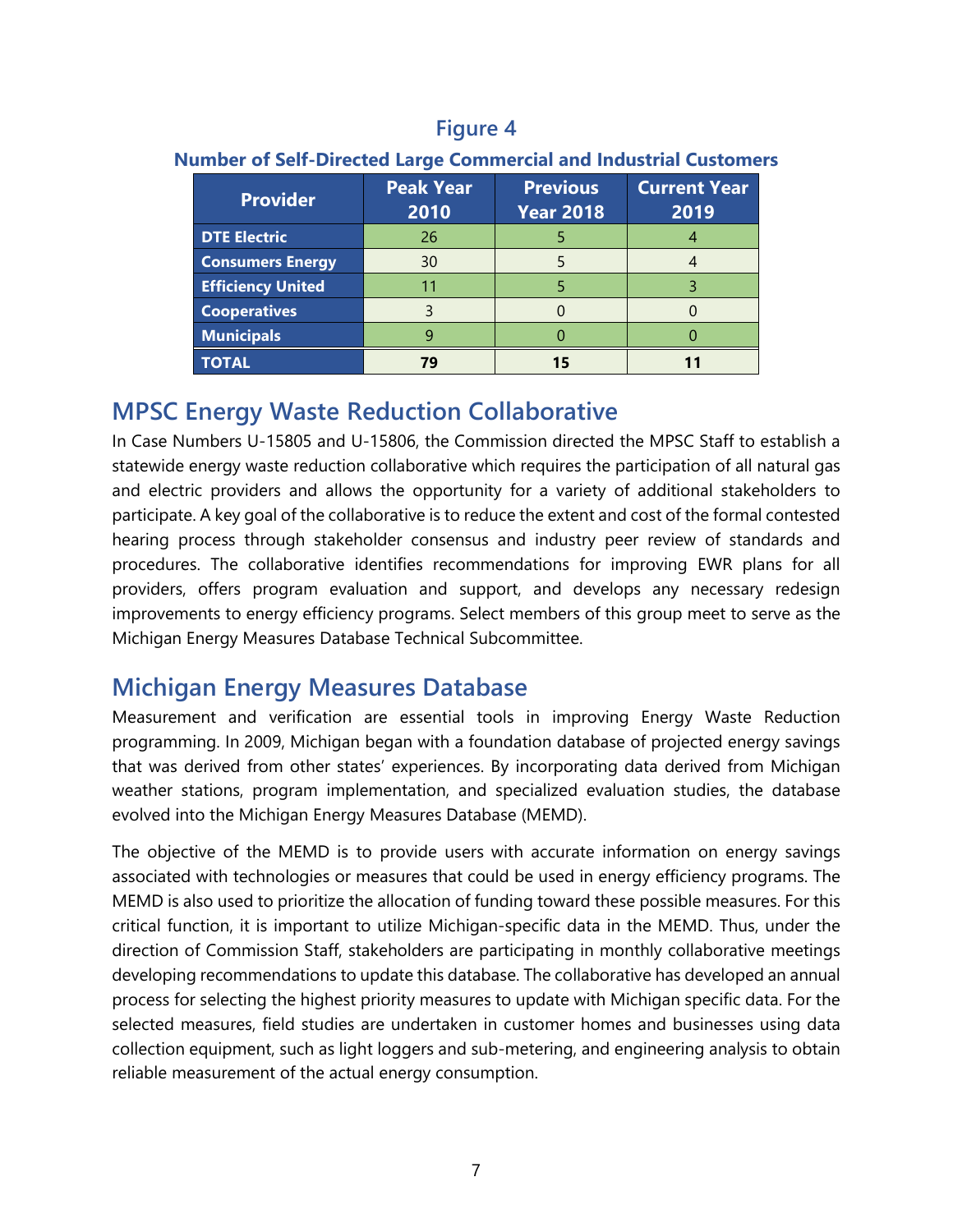## Figure 4

**Number of Self-Directed Large Commercial and Industrial Customers**

| Provider | Peak Year 2010 | Previous Year 2018 | Current Year 2019 |
|---|---|---|---|
| **DTE Electric** | 26 | 5 | 4 |
| **Consumers Energy** | 30 | 5 | 4 |
| **Efficiency United** | 11 | 5 | 3 |
| **Cooperatives** | 3 | 0 | 0 |
| **Municipals** | 9 | 0 | 0 |
| **TOTAL** | **79** | **15** | **11** |

## MPSC Energy Waste Reduction Collaborative

In Case Numbers U-15805 and U-15806, the Commission directed the MPSC Staff to establish a statewide energy waste reduction collaborative which requires the participation of all natural gas and electric providers and allows the opportunity for a variety of additional stakeholders to participate. A key goal of the collaborative is to reduce the extent and cost of the formal contested hearing process through stakeholder consensus and industry peer review of standards and procedures. The collaborative identifies recommendations for improving EWR plans for all providers, offers program evaluation and support, and develops any necessary redesign improvements to energy efficiency programs. Select members of this group meet to serve as the Michigan Energy Measures Database Technical Subcommittee.

## Michigan Energy Measures Database

Measurement and verification are essential tools in improving Energy Waste Reduction programming. In 2009, Michigan began with a foundation database of projected energy savings that was derived from other states' experiences. By incorporating data derived from Michigan weather stations, program implementation, and specialized evaluation studies, the database evolved into the Michigan Energy Measures Database (MEMD).

The objective of the MEMD is to provide users with accurate information on energy savings associated with technologies or measures that could be used in energy efficiency programs. The MEMD is also used to prioritize the allocation of funding toward these possible measures. For this critical function, it is important to utilize Michigan-specific data in the MEMD. Thus, under the direction of Commission Staff, stakeholders are participating in monthly collaborative meetings developing recommendations to update this database. The collaborative has developed an annual process for selecting the highest priority measures to update with Michigan specific data. For the selected measures, field studies are undertaken in customer homes and businesses using data collection equipment, such as light loggers and sub-metering, and engineering analysis to obtain reliable measurement of the actual energy consumption.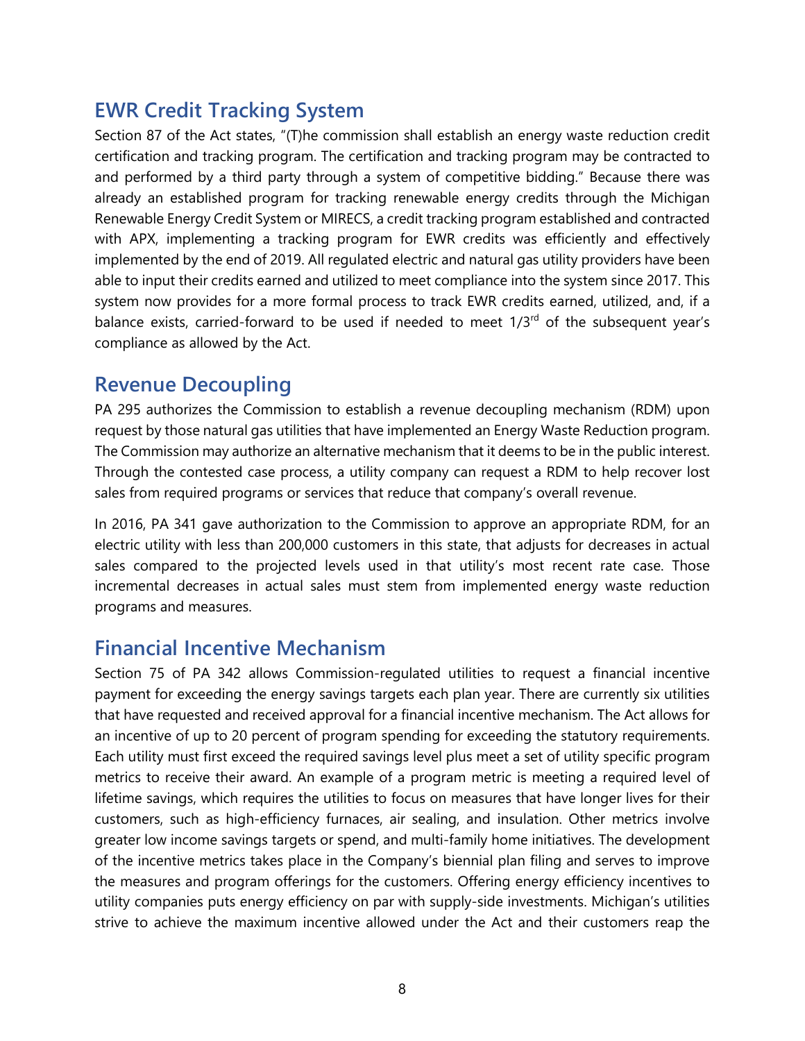## EWR Credit Tracking System

Section 87 of the Act states, "(T)he commission shall establish an energy waste reduction credit certification and tracking program. The certification and tracking program may be contracted to and performed by a third party through a system of competitive bidding." Because there was already an established program for tracking renewable energy credits through the Michigan Renewable Energy Credit System or MIRECS, a credit tracking program established and contracted with APX, implementing a tracking program for EWR credits was efficiently and effectively implemented by the end of 2019. All regulated electric and natural gas utility providers have been able to input their credits earned and utilized to meet compliance into the system since 2017. This system now provides for a more formal process to track EWR credits earned, utilized, and, if a balance exists, carried-forward to be used if needed to meet 1/3rd of the subsequent year's compliance as allowed by the Act.

## Revenue Decoupling

PA 295 authorizes the Commission to establish a revenue decoupling mechanism (RDM) upon request by those natural gas utilities that have implemented an Energy Waste Reduction program. The Commission may authorize an alternative mechanism that it deems to be in the public interest. Through the contested case process, a utility company can request a RDM to help recover lost sales from required programs or services that reduce that company's overall revenue.

In 2016, PA 341 gave authorization to the Commission to approve an appropriate RDM, for an electric utility with less than 200,000 customers in this state, that adjusts for decreases in actual sales compared to the projected levels used in that utility's most recent rate case. Those incremental decreases in actual sales must stem from implemented energy waste reduction programs and measures.

## Financial Incentive Mechanism

Section 75 of PA 342 allows Commission-regulated utilities to request a financial incentive payment for exceeding the energy savings targets each plan year. There are currently six utilities that have requested and received approval for a financial incentive mechanism. The Act allows for an incentive of up to 20 percent of program spending for exceeding the statutory requirements. Each utility must first exceed the required savings level plus meet a set of utility specific program metrics to receive their award. An example of a program metric is meeting a required level of lifetime savings, which requires the utilities to focus on measures that have longer lives for their customers, such as high-efficiency furnaces, air sealing, and insulation. Other metrics involve greater low income savings targets or spend, and multi-family home initiatives. The development of the incentive metrics takes place in the Company's biennial plan filing and serves to improve the measures and program offerings for the customers. Offering energy efficiency incentives to utility companies puts energy efficiency on par with supply-side investments. Michigan's utilities strive to achieve the maximum incentive allowed under the Act and their customers reap the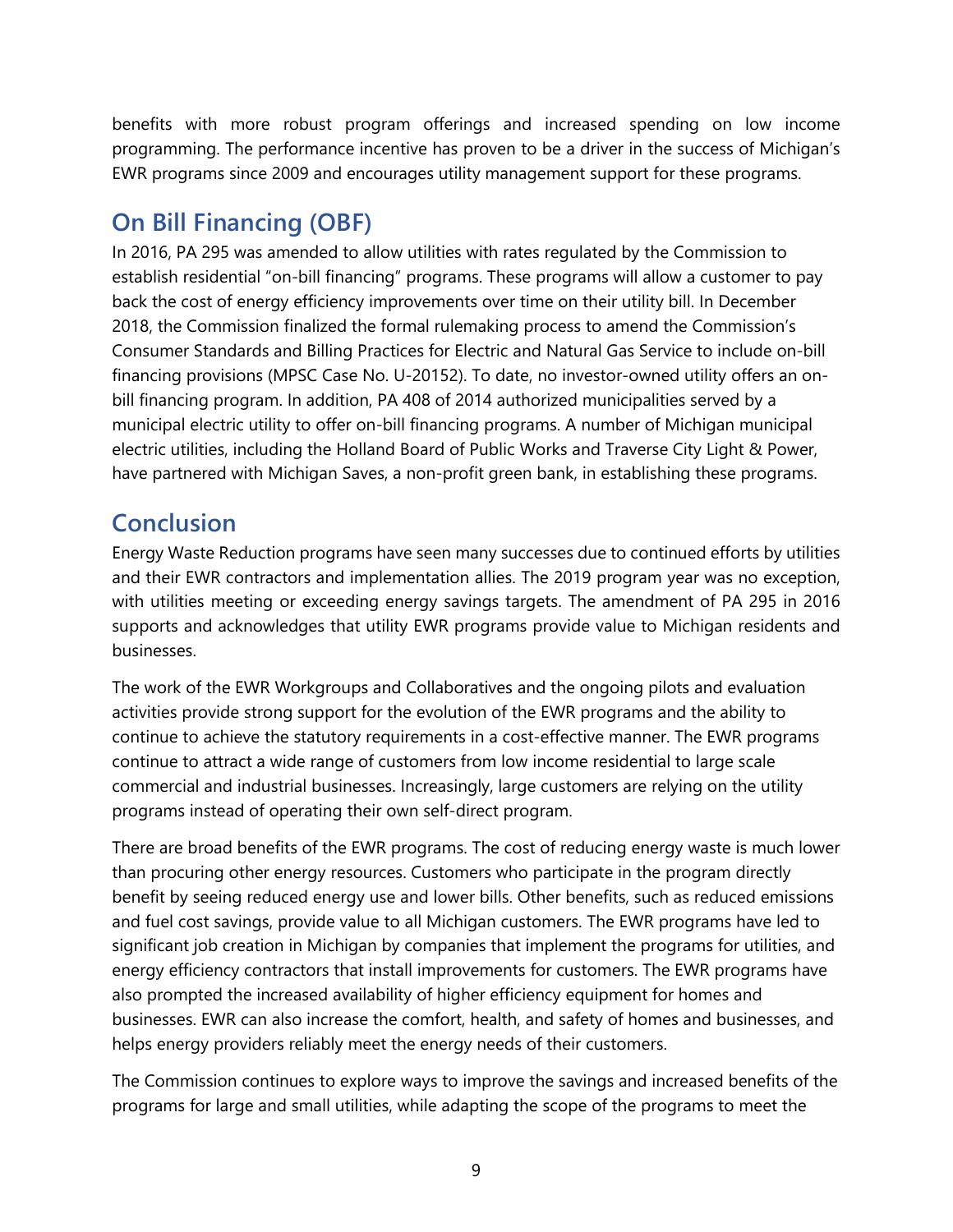benefits with more robust program offerings and increased spending on low income programming. The performance incentive has proven to be a driver in the success of Michigan's EWR programs since 2009 and encourages utility management support for these programs.

## On Bill Financing (OBF)

In 2016, PA 295 was amended to allow utilities with rates regulated by the Commission to establish residential "on-bill financing" programs. These programs will allow a customer to pay back the cost of energy efficiency improvements over time on their utility bill. In December 2018, the Commission finalized the formal rulemaking process to amend the Commission's Consumer Standards and Billing Practices for Electric and Natural Gas Service to include on-bill financing provisions (MPSC Case No. U-20152). To date, no investor-owned utility offers an on-bill financing program. In addition, PA 408 of 2014 authorized municipalities served by a municipal electric utility to offer on-bill financing programs. A number of Michigan municipal electric utilities, including the Holland Board of Public Works and Traverse City Light & Power, have partnered with Michigan Saves, a non-profit green bank, in establishing these programs.

## Conclusion

Energy Waste Reduction programs have seen many successes due to continued efforts by utilities and their EWR contractors and implementation allies. The 2019 program year was no exception, with utilities meeting or exceeding energy savings targets. The amendment of PA 295 in 2016 supports and acknowledges that utility EWR programs provide value to Michigan residents and businesses.

The work of the EWR Workgroups and Collaboratives and the ongoing pilots and evaluation activities provide strong support for the evolution of the EWR programs and the ability to continue to achieve the statutory requirements in a cost-effective manner. The EWR programs continue to attract a wide range of customers from low income residential to large scale commercial and industrial businesses. Increasingly, large customers are relying on the utility programs instead of operating their own self-direct program.

There are broad benefits of the EWR programs. The cost of reducing energy waste is much lower than procuring other energy resources. Customers who participate in the program directly benefit by seeing reduced energy use and lower bills. Other benefits, such as reduced emissions and fuel cost savings, provide value to all Michigan customers. The EWR programs have led to significant job creation in Michigan by companies that implement the programs for utilities, and energy efficiency contractors that install improvements for customers. The EWR programs have also prompted the increased availability of higher efficiency equipment for homes and businesses. EWR can also increase the comfort, health, and safety of homes and businesses, and helps energy providers reliably meet the energy needs of their customers.

The Commission continues to explore ways to improve the savings and increased benefits of the programs for large and small utilities, while adapting the scope of the programs to meet the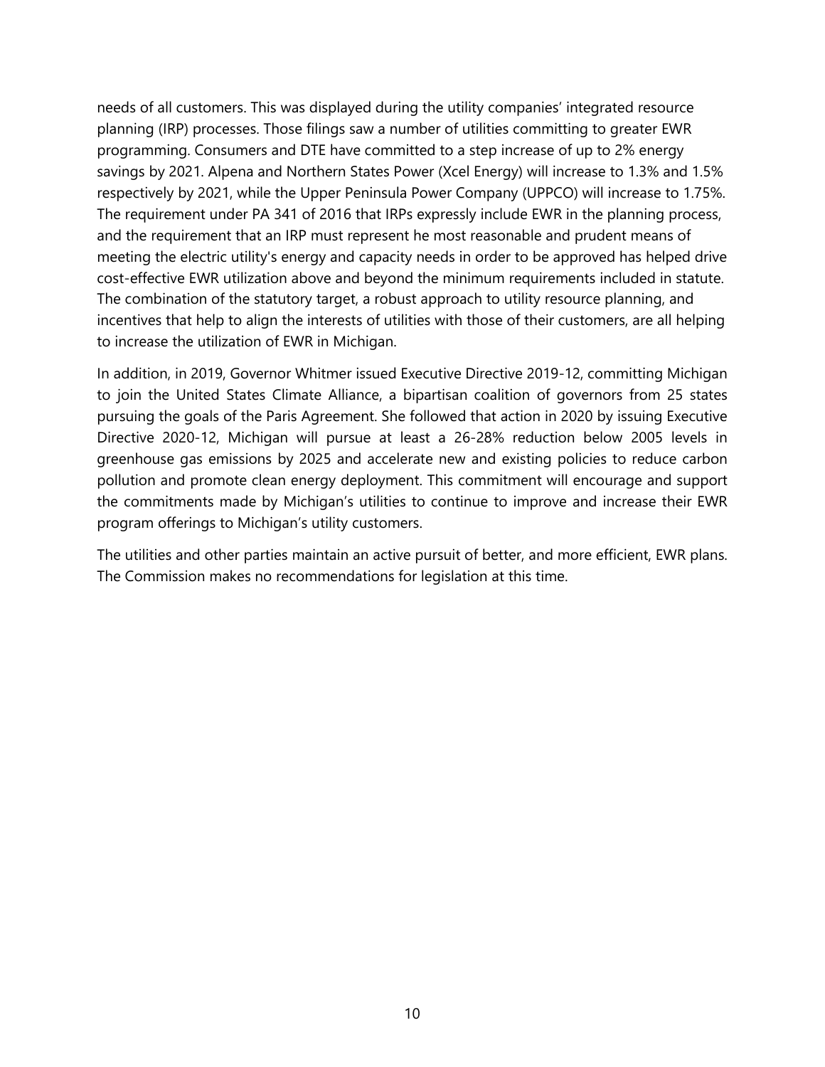needs of all customers. This was displayed during the utility companies' integrated resource planning (IRP) processes. Those filings saw a number of utilities committing to greater EWR programming. Consumers and DTE have committed to a step increase of up to 2% energy savings by 2021. Alpena and Northern States Power (Xcel Energy) will increase to 1.3% and 1.5% respectively by 2021, while the Upper Peninsula Power Company (UPPCO) will increase to 1.75%. The requirement under PA 341 of 2016 that IRPs expressly include EWR in the planning process, and the requirement that an IRP must represent he most reasonable and prudent means of meeting the electric utility's energy and capacity needs in order to be approved has helped drive cost-effective EWR utilization above and beyond the minimum requirements included in statute. The combination of the statutory target, a robust approach to utility resource planning, and incentives that help to align the interests of utilities with those of their customers, are all helping to increase the utilization of EWR in Michigan.

In addition, in 2019, Governor Whitmer issued Executive Directive 2019-12, committing Michigan to join the United States Climate Alliance, a bipartisan coalition of governors from 25 states pursuing the goals of the Paris Agreement. She followed that action in 2020 by issuing Executive Directive 2020-12, Michigan will pursue at least a 26-28% reduction below 2005 levels in greenhouse gas emissions by 2025 and accelerate new and existing policies to reduce carbon pollution and promote clean energy deployment. This commitment will encourage and support the commitments made by Michigan's utilities to continue to improve and increase their EWR program offerings to Michigan's utility customers.

The utilities and other parties maintain an active pursuit of better, and more efficient, EWR plans. The Commission makes no recommendations for legislation at this time.